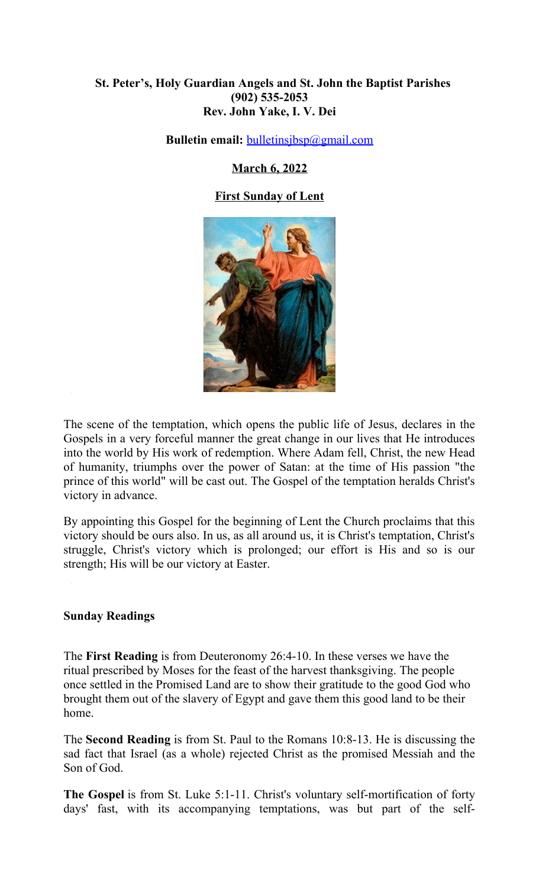**St. Peter's, Holy Guardian Angels and St. John the Baptist Parishes**
**(902) 535-2053**
**Rev. John Yake, I. V. Dei**

**Bulletin email:** bulletinsjbsp@gmail.com

**March 6, 2022**

**First Sunday of Lent**

The scene of the temptation, which opens the public life of Jesus, declares in the Gospels in a very forceful manner the great change in our lives that He introduces into the world by His work of redemption. Where Adam fell, Christ, the new Head of humanity, triumphs over the power of Satan: at the time of His passion "the prince of this world" will be cast out. The Gospel of the temptation heralds Christ's victory in advance.

By appointing this Gospel for the beginning of Lent the Church proclaims that this victory should be ours also. In us, as all around us, it is Christ's temptation, Christ's struggle, Christ's victory which is prolonged; our effort is His and so is our strength; His will be our victory at Easter.

**Sunday Readings**

The **First Reading** is from Deuteronomy 26:4-10. In these verses we have the ritual prescribed by Moses for the feast of the harvest thanksgiving. The people once settled in the Promised Land are to show their gratitude to the good God who brought them out of the slavery of Egypt and gave them this good land to be their home.

The **Second Reading** is from St. Paul to the Romans 10:8-13. He is discussing the sad fact that Israel (as a whole) rejected Christ as the promised Messiah and the Son of God.

**The Gospel** is from St. Luke 5:1-11. Christ's voluntary self-mortification of forty days' fast, with its accompanying temptations, was but part of the self-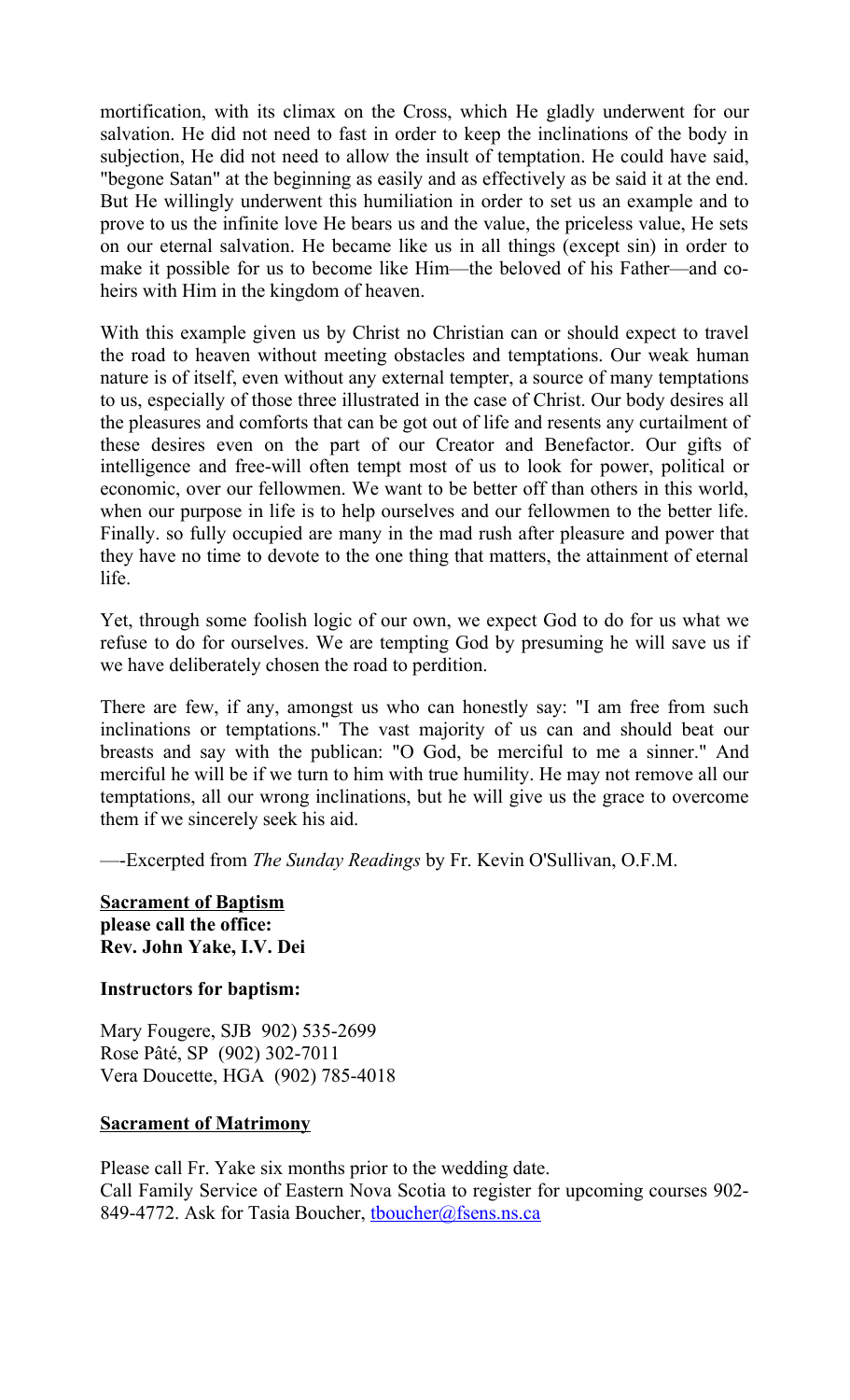mortification, with its climax on the Cross, which He gladly underwent for our salvation. He did not need to fast in order to keep the inclinations of the body in subjection, He did not need to allow the insult of temptation. He could have said, "begone Satan" at the beginning as easily and as effectively as be said it at the end. But He willingly underwent this humiliation in order to set us an example and to prove to us the infinite love He bears us and the value, the priceless value, He sets on our eternal salvation. He became like us in all things (except sin) in order to make it possible for us to become like Him—the beloved of his Father—and co-heirs with Him in the kingdom of heaven.

With this example given us by Christ no Christian can or should expect to travel the road to heaven without meeting obstacles and temptations. Our weak human nature is of itself, even without any external tempter, a source of many temptations to us, especially of those three illustrated in the case of Christ. Our body desires all the pleasures and comforts that can be got out of life and resents any curtailment of these desires even on the part of our Creator and Benefactor. Our gifts of intelligence and free-will often tempt most of us to look for power, political or economic, over our fellowmen. We want to be better off than others in this world, when our purpose in life is to help ourselves and our fellowmen to the better life. Finally. so fully occupied are many in the mad rush after pleasure and power that they have no time to devote to the one thing that matters, the attainment of eternal life.

Yet, through some foolish logic of our own, we expect God to do for us what we refuse to do for ourselves. We are tempting God by presuming he will save us if we have deliberately chosen the road to perdition.

There are few, if any, amongst us who can honestly say: "I am free from such inclinations or temptations." The vast majority of us can and should beat our breasts and say with the publican: "O God, be merciful to me a sinner." And merciful he will be if we turn to him with true humility. He may not remove all our temptations, all our wrong inclinations, but he will give us the grace to overcome them if we sincerely seek his aid.

—-Excerpted from *The Sunday Readings* by Fr. Kevin O'Sullivan, O.F.M.

**Sacrament of Baptism**
**please call the office:**
**Rev. John Yake, I.V. Dei**

**Instructors for baptism:**

Mary Fougere, SJB 902) 535-2699
Rose Pâté, SP (902) 302-7011
Vera Doucette, HGA (902) 785-4018

**Sacrament of Matrimony**

Please call Fr. Yake six months prior to the wedding date.
Call Family Service of Eastern Nova Scotia to register for upcoming courses 902-849-4772. Ask for Tasia Boucher, tboucher@fsens.ns.ca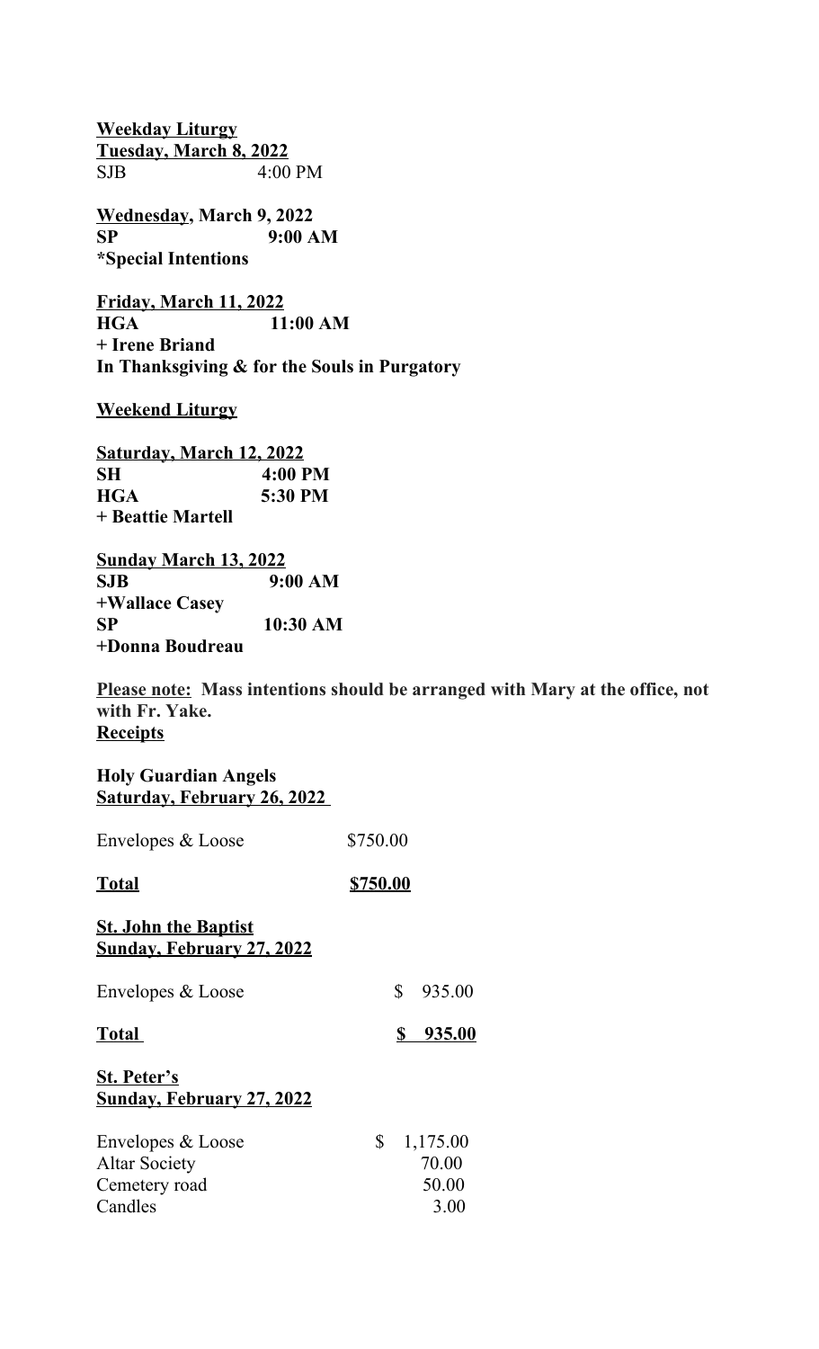**Weekday Liturgy**
**Tuesday, March 8, 2022**
SJB 4:00 PM

**Wednesday, March 9, 2022**
**SP 9:00 AM**
**\*Special Intentions**

**Friday, March 11, 2022**
**HGA 11:00 AM**
**+ Irene Briand**
**In Thanksgiving & for the Souls in Purgatory**

**Weekend Liturgy**

**Saturday, March 12, 2022**
**SH 4:00 PM**
**HGA 5:30 PM**
**+ Beattie Martell**

**Sunday March 13, 2022**
**SJB 9:00 AM**
**+Wallace Casey**
**SP 10:30 AM**
**+Donna Boudreau**

**Please note:** **Mass intentions should be arranged with Mary at the office, not with Fr. Yake.**

**Receipts**

**Holy Guardian Angels**
**Saturday, February 26, 2022**

| | |
|---|---|
| Envelopes & Loose | \$750.00 |
| **Total** | **\$750.00** |

**St. John the Baptist**
**Sunday, February 27, 2022**

| | |
|---|---|
| Envelopes & Loose | \$ 935.00 |
| **Total** | **\$ 935.00** |

**St. Peter's**
**Sunday, February 27, 2022**

| | |
|---|---|
| Envelopes & Loose | \$ 1,175.00 |
| Altar Society | 70.00 |
| Cemetery road | 50.00 |
| Candles | 3.00 |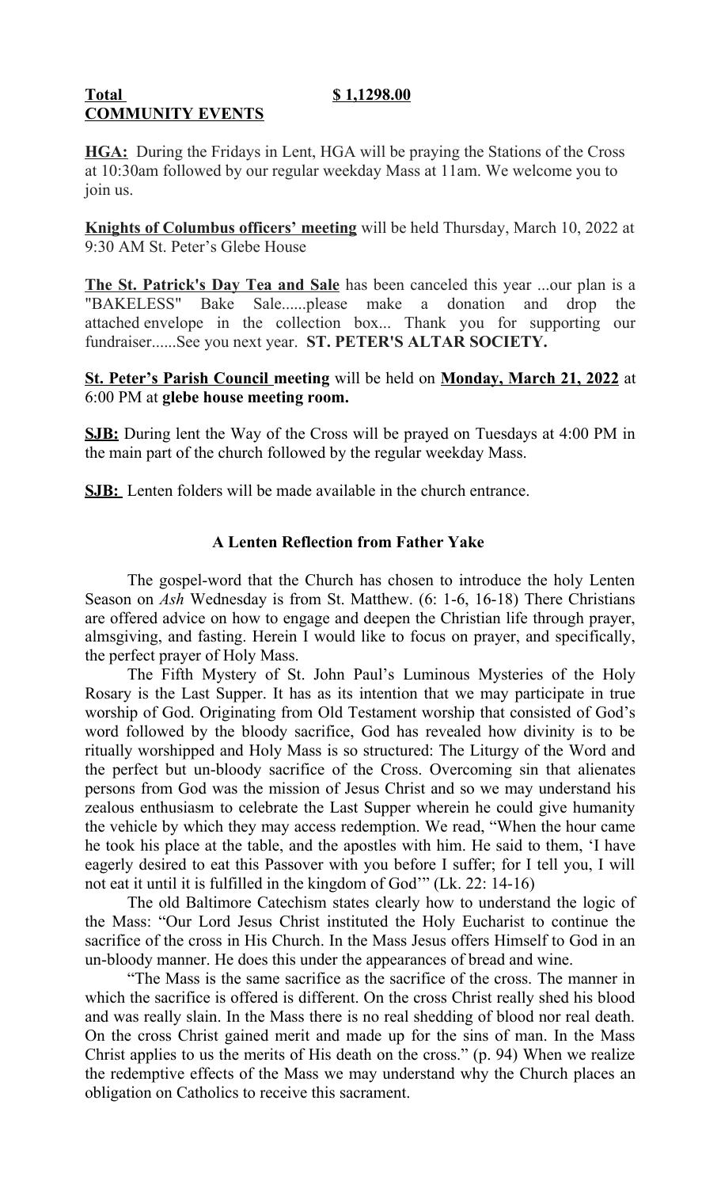**Total** **$ 1,1298.00**

**COMMUNITY EVENTS**

**HGA:** During the Fridays in Lent, HGA will be praying the Stations of the Cross at 10:30am followed by our regular weekday Mass at 11am. We welcome you to join us.

**Knights of Columbus officers' meeting** will be held Thursday, March 10, 2022 at 9:30 AM St. Peter's Glebe House

**The St. Patrick's Day Tea and Sale** has been canceled this year ...our plan is a "BAKELESS" Bake Sale......please make a donation and drop the attached envelope in the collection box... Thank you for supporting our fundraiser......See you next year. **ST. PETER'S ALTAR SOCIETY.**

**St. Peter's Parish Council meeting** will be held on **Monday, March 21, 2022** at 6:00 PM at **glebe house meeting room.**

**SJB:** During lent the Way of the Cross will be prayed on Tuesdays at 4:00 PM in the main part of the church followed by the regular weekday Mass.

**SJB:** Lenten folders will be made available in the church entrance.

### A Lenten Reflection from Father Yake

The gospel-word that the Church has chosen to introduce the holy Lenten Season on *Ash* Wednesday is from St. Matthew. (6: 1-6, 16-18) There Christians are offered advice on how to engage and deepen the Christian life through prayer, almsgiving, and fasting. Herein I would like to focus on prayer, and specifically, the perfect prayer of Holy Mass.

The Fifth Mystery of St. John Paul's Luminous Mysteries of the Holy Rosary is the Last Supper. It has as its intention that we may participate in true worship of God. Originating from Old Testament worship that consisted of God's word followed by the bloody sacrifice, God has revealed how divinity is to be ritually worshipped and Holy Mass is so structured: The Liturgy of the Word and the perfect but un-bloody sacrifice of the Cross. Overcoming sin that alienates persons from God was the mission of Jesus Christ and so we may understand his zealous enthusiasm to celebrate the Last Supper wherein he could give humanity the vehicle by which they may access redemption. We read, "When the hour came he took his place at the table, and the apostles with him. He said to them, 'I have eagerly desired to eat this Passover with you before I suffer; for I tell you, I will not eat it until it is fulfilled in the kingdom of God'" (Lk. 22: 14-16)

The old Baltimore Catechism states clearly how to understand the logic of the Mass: "Our Lord Jesus Christ instituted the Holy Eucharist to continue the sacrifice of the cross in His Church. In the Mass Jesus offers Himself to God in an un-bloody manner. He does this under the appearances of bread and wine.

"The Mass is the same sacrifice as the sacrifice of the cross. The manner in which the sacrifice is offered is different. On the cross Christ really shed his blood and was really slain. In the Mass there is no real shedding of blood nor real death. On the cross Christ gained merit and made up for the sins of man. In the Mass Christ applies to us the merits of His death on the cross." (p. 94) When we realize the redemptive effects of the Mass we may understand why the Church places an obligation on Catholics to receive this sacrament.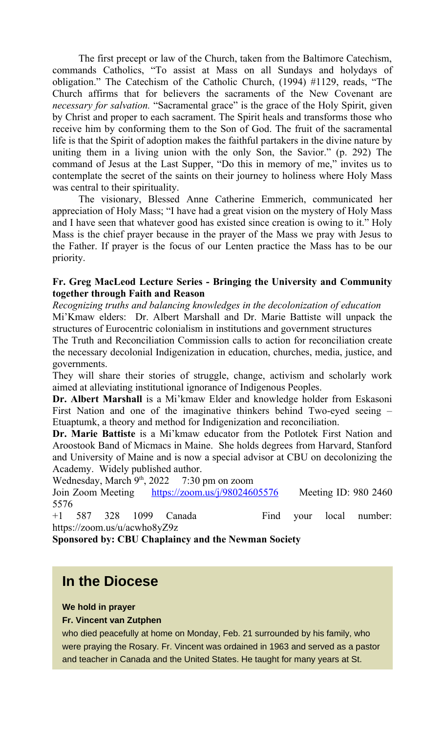The first precept or law of the Church, taken from the Baltimore Catechism, commands Catholics, "To assist at Mass on all Sundays and holydays of obligation." The Catechism of the Catholic Church, (1994) #1129, reads, "The Church affirms that for believers the sacraments of the New Covenant are *necessary for salvation.* "Sacramental grace" is the grace of the Holy Spirit, given by Christ and proper to each sacrament. The Spirit heals and transforms those who receive him by conforming them to the Son of God. The fruit of the sacramental life is that the Spirit of adoption makes the faithful partakers in the divine nature by uniting them in a living union with the only Son, the Savior." (p. 292) The command of Jesus at the Last Supper, "Do this in memory of me," invites us to contemplate the secret of the saints on their journey to holiness where Holy Mass was central to their spirituality.

The visionary, Blessed Anne Catherine Emmerich, communicated her appreciation of Holy Mass; "I have had a great vision on the mystery of Holy Mass and I have seen that whatever good has existed since creation is owing to it." Holy Mass is the chief prayer because in the prayer of the Mass we pray with Jesus to the Father. If prayer is the focus of our Lenten practice the Mass has to be our priority.

**Fr. Greg MacLeod Lecture Series - Bringing the University and Community together through Faith and Reason**

*Recognizing truths and balancing knowledges in the decolonization of education*

Mi'Kmaw elders: Dr. Albert Marshall and Dr. Marie Battiste will unpack the structures of Eurocentric colonialism in institutions and government structures

The Truth and Reconciliation Commission calls to action for reconciliation create the necessary decolonial Indigenization in education, churches, media, justice, and governments.

They will share their stories of struggle, change, activism and scholarly work aimed at alleviating institutional ignorance of Indigenous Peoples.

**Dr. Albert Marshall** is a Mi'kmaw Elder and knowledge holder from Eskasoni First Nation and one of the imaginative thinkers behind Two-eyed seeing – Etuaptumk, a theory and method for Indigenization and reconciliation.

**Dr. Marie Battiste** is a Mi'kmaw educator from the Potlotek First Nation and Aroostook Band of Micmacs in Maine. She holds degrees from Harvard, Stanford and University of Maine and is now a special advisor at CBU on decolonizing the Academy. Widely published author.

Wednesday, March 9th, 2022 7:30 pm on zoom

Join Zoom Meeting https://zoom.us/j/98024605576 Meeting ID: 980 2460 5576

+1 587 328 1099 Canada Find your local number: https://zoom.us/u/acwho8yZ9z

**Sponsored by: CBU Chaplaincy and the Newman Society**

## In the Diocese

**We hold in prayer**

**Fr. Vincent van Zutphen**

who died peacefully at home on Monday, Feb. 21 surrounded by his family, who were praying the Rosary. Fr. Vincent was ordained in 1963 and served as a pastor and teacher in Canada and the United States. He taught for many years at St.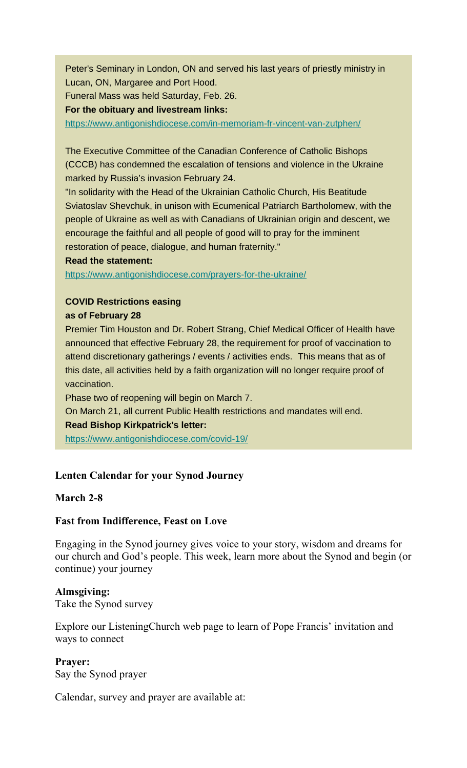Peter's Seminary in London, ON and served his last years of priestly ministry in Lucan, ON, Margaree and Port Hood.

Funeral Mass was held Saturday, Feb. 26.

**For the obituary and livestream links:**

https://www.antigonishdiocese.com/in-memoriam-fr-vincent-van-zutphen/

The Executive Committee of the Canadian Conference of Catholic Bishops (CCCB) has condemned the escalation of tensions and violence in the Ukraine marked by Russia's invasion February 24.

"In solidarity with the Head of the Ukrainian Catholic Church, His Beatitude Sviatoslav Shevchuk, in unison with Ecumenical Patriarch Bartholomew, with the people of Ukraine as well as with Canadians of Ukrainian origin and descent, we encourage the faithful and all people of good will to pray for the imminent restoration of peace, dialogue, and human fraternity."

**Read the statement:**

https://www.antigonishdiocese.com/prayers-for-the-ukraine/

**COVID Restrictions easing**
**as of February 28**

Premier Tim Houston and Dr. Robert Strang, Chief Medical Officer of Health have announced that effective February 28, the requirement for proof of vaccination to attend discretionary gatherings / events / activities ends. This means that as of this date, all activities held by a faith organization will no longer require proof of vaccination.

Phase two of reopening will begin on March 7.

On March 21, all current Public Health restrictions and mandates will end.

**Read Bishop Kirkpatrick's letter:**

https://www.antigonishdiocese.com/covid-19/

**Lenten Calendar for your Synod Journey**

**March 2-8**

**Fast from Indifference, Feast on Love**

Engaging in the Synod journey gives voice to your story, wisdom and dreams for our church and God's people. This week, learn more about the Synod and begin (or continue) your journey

**Almsgiving:**
Take the Synod survey

Explore our ListeningChurch web page to learn of Pope Francis' invitation and ways to connect

**Prayer:**
Say the Synod prayer

Calendar, survey and prayer are available at: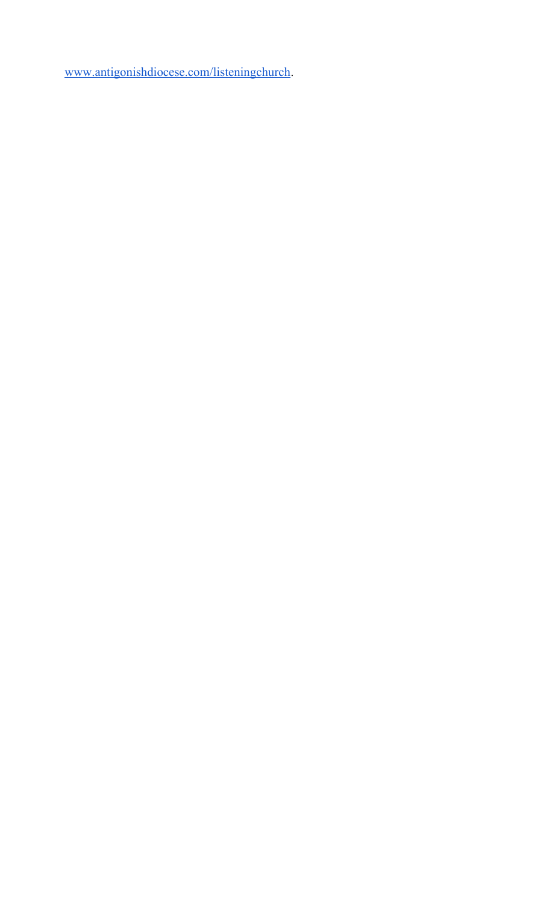www.antigonishdiocese.com/listeningchurch.